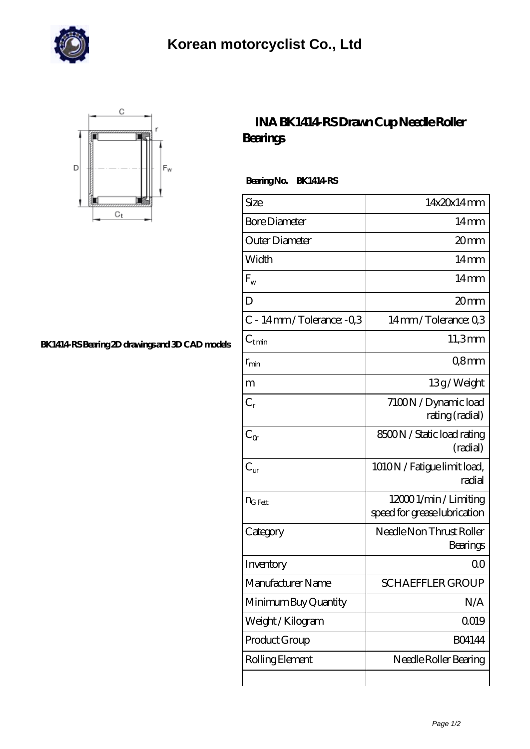# Korean motorcyclist Co., Ltd

BK1414-RS Bearing 2D drawings and 3D CAD models

## INA BK1414-RS Drawn Cup Needle Roller Bearings

**Bearing No. BK1414-RS**

| Size | 14x20x14 mm |
|---|---|
| Bore Diameter | 14 mm |
| Outer Diameter | 20 mm |
| Width | 14 mm |
| $F_w$ | 14 mm |
| D | 20 mm |
| C - 14 mm / Tolerance: -0,3 | 14 mm / Tolerance: 0,3 |
| $C_{t\,min}$ | 11,3 mm |
| $r_{min}$ | 0,8 mm |
| m | 13 g / Weight |
| $C_r$ | 7100 N / Dynamic load rating (radial) |
| $C_{0r}$ | 8500 N / Static load rating (radial) |
| $C_{ur}$ | 1010 N / Fatigue limit load, radial |
| $n_{G\,Fett}$ | 12000 1/min / Limiting speed for grease lubrication |
| Category | Needle Non Thrust Roller Bearings |
| Inventory | 0.0 |
| Manufacturer Name | SCHAEFFLER GROUP |
| Minimum Buy Quantity | N/A |
| Weight / Kilogram | 0.019 |
| Product Group | B04144 |
| Rolling Element | Needle Roller Bearing |
| | |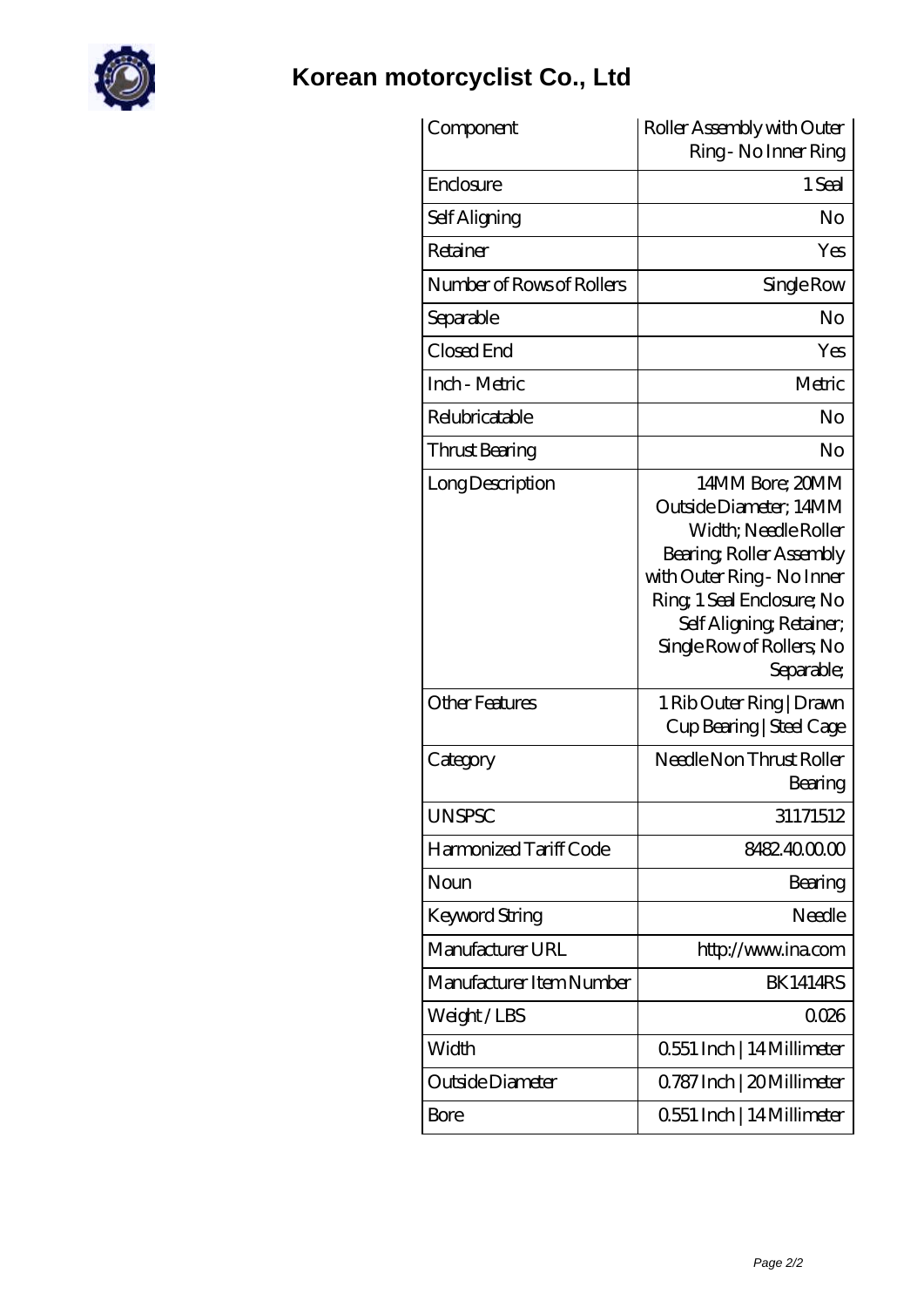# Korean motorcyclist Co., Ltd

| | |
|---|---|
| Component | Roller Assembly with Outer Ring - No Inner Ring |
| Enclosure | 1 Seal |
| Self Aligning | No |
| Retainer | Yes |
| Number of Rows of Rollers | Single Row |
| Separable | No |
| Closed End | Yes |
| Inch - Metric | Metric |
| Relubricatable | No |
| Thrust Bearing | No |
| Long Description | 14MM Bore; 20MM Outside Diameter; 14MM Width; Needle Roller Bearing; Roller Assembly with Outer Ring - No Inner Ring; 1 Seal Enclosure; No Self Aligning; Retainer; Single Row of Rollers; No Separable; |
| Other Features | 1 Rib Outer Ring \| Drawn Cup Bearing \| Steel Cage |
| Category | Needle Non Thrust Roller Bearing |
| UNSPSC | 31171512 |
| Harmonized Tariff Code | 8482.40.00.00 |
| Noun | Bearing |
| Keyword String | Needle |
| Manufacturer URL | http://www.ina.com |
| Manufacturer Item Number | BK1414RS |
| Weight / LBS | 0.026 |
| Width | 0.551 Inch \| 14 Millimeter |
| Outside Diameter | 0.787 Inch \| 20 Millimeter |
| Bore | 0.551 Inch \| 14 Millimeter |